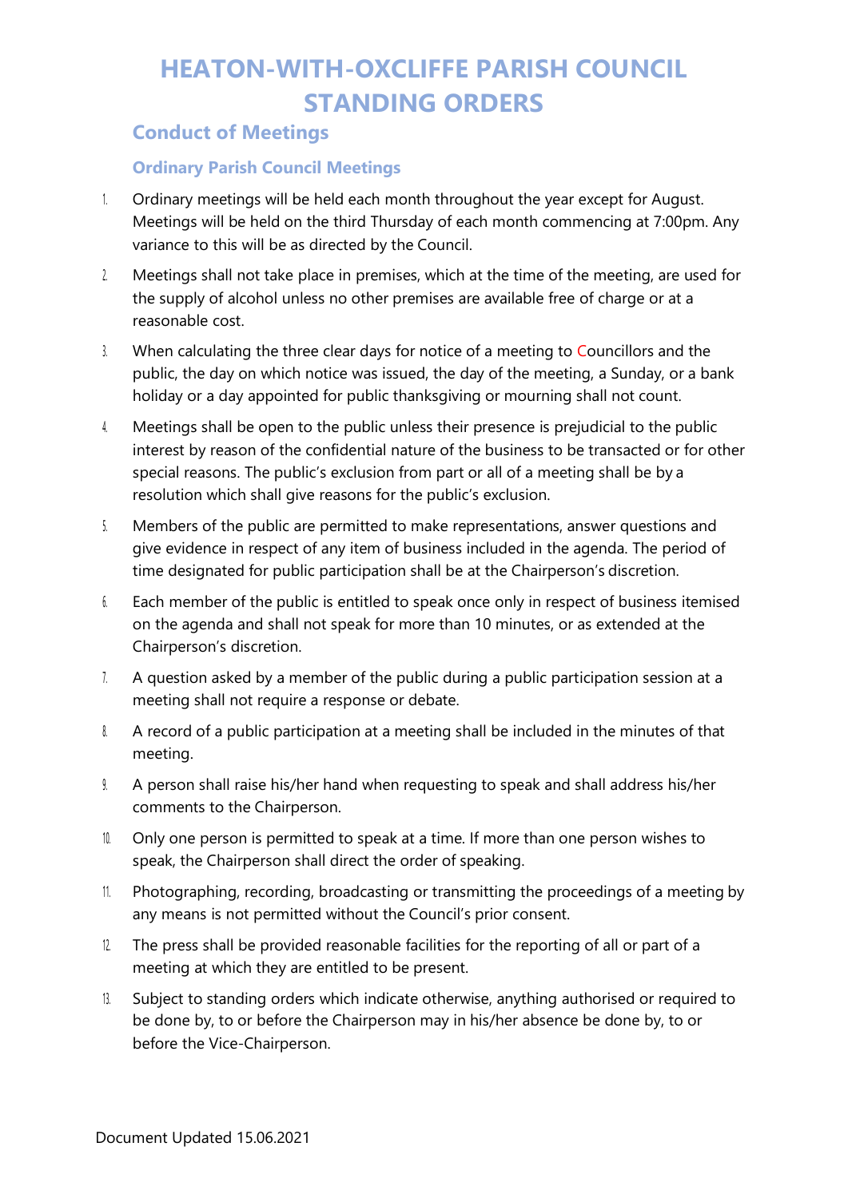# HEATON-WITH-OXCLIFFE PARISH COUNCIL STANDING ORDERS

## Conduct of Meetings

### Ordinary Parish Council Meetings

1. Ordinary meetings will be held each month throughout the year except for August. Meetings will be held on the third Thursday of each month commencing at 7:00pm. Any variance to this will be as directed by the Council.
2. Meetings shall not take place in premises, which at the time of the meeting, are used for the supply of alcohol unless no other premises are available free of charge or at a reasonable cost.
3. When calculating the three clear days for notice of a meeting to Councillors and the public, the day on which notice was issued, the day of the meeting, a Sunday, or a bank holiday or a day appointed for public thanksgiving or mourning shall not count.
4. Meetings shall be open to the public unless their presence is prejudicial to the public interest by reason of the confidential nature of the business to be transacted or for other special reasons. The public's exclusion from part or all of a meeting shall be by a resolution which shall give reasons for the public's exclusion.
5. Members of the public are permitted to make representations, answer questions and give evidence in respect of any item of business included in the agenda. The period of time designated for public participation shall be at the Chairperson's discretion.
6. Each member of the public is entitled to speak once only in respect of business itemised on the agenda and shall not speak for more than 10 minutes, or as extended at the Chairperson's discretion.
7. A question asked by a member of the public during a public participation session at a meeting shall not require a response or debate.
8. A record of a public participation at a meeting shall be included in the minutes of that meeting.
9. A person shall raise his/her hand when requesting to speak and shall address his/her comments to the Chairperson.
10. Only one person is permitted to speak at a time. If more than one person wishes to speak, the Chairperson shall direct the order of speaking.
11. Photographing, recording, broadcasting or transmitting the proceedings of a meeting by any means is not permitted without the Council's prior consent.
12. The press shall be provided reasonable facilities for the reporting of all or part of a meeting at which they are entitled to be present.
13. Subject to standing orders which indicate otherwise, anything authorised or required to be done by, to or before the Chairperson may in his/her absence be done by, to or before the Vice-Chairperson.

Document Updated 15.06.2021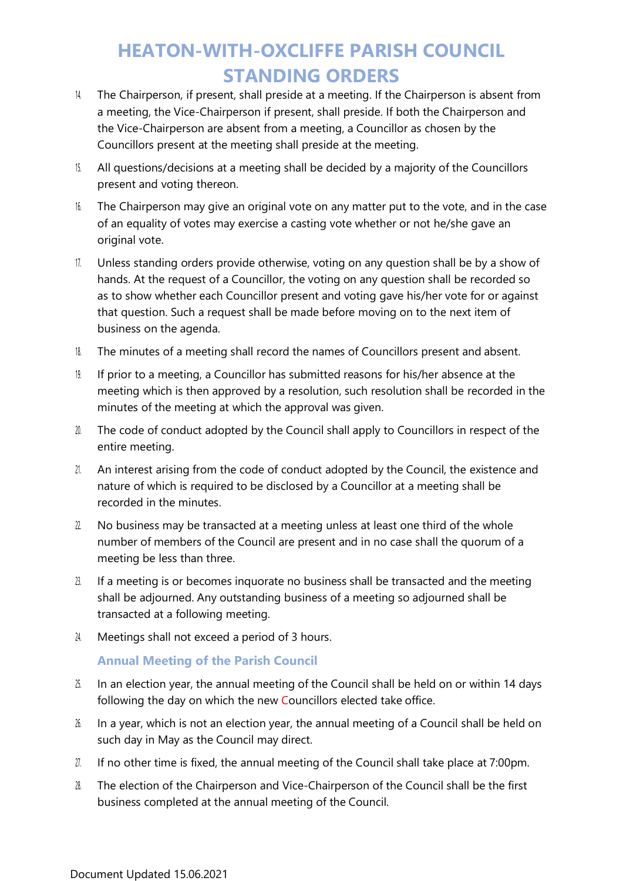14. The Chairperson, if present, shall preside at a meeting. If the Chairperson is absent from a meeting, the Vice-Chairperson if present, shall preside. If both the Chairperson and the Vice-Chairperson are absent from a meeting, a Councillor as chosen by the Councillors present at the meeting shall preside at the meeting.
15. All questions/decisions at a meeting shall be decided by a majority of the Councillors present and voting thereon.
16. The Chairperson may give an original vote on any matter put to the vote, and in the case of an equality of votes may exercise a casting vote whether or not he/she gave an original vote.
17. Unless standing orders provide otherwise, voting on any question shall be by a show of hands. At the request of a Councillor, the voting on any question shall be recorded so as to show whether each Councillor present and voting gave his/her vote for or against that question. Such a request shall be made before moving on to the next item of business on the agenda.
18. The minutes of a meeting shall record the names of Councillors present and absent.
19. If prior to a meeting, a Councillor has submitted reasons for his/her absence at the meeting which is then approved by a resolution, such resolution shall be recorded in the minutes of the meeting at which the approval was given.
20. The code of conduct adopted by the Council shall apply to Councillors in respect of the entire meeting.
21. An interest arising from the code of conduct adopted by the Council, the existence and nature of which is required to be disclosed by a Councillor at a meeting shall be recorded in the minutes.
22. No business may be transacted at a meeting unless at least one third of the whole number of members of the Council are present and in no case shall the quorum of a meeting be less than three.
23. If a meeting is or becomes inquorate no business shall be transacted and the meeting shall be adjourned. Any outstanding business of a meeting so adjourned shall be transacted at a following meeting.
24. Meetings shall not exceed a period of 3 hours.

### Annual Meeting of the Parish Council

25. In an election year, the annual meeting of the Council shall be held on or within 14 days following the day on which the new Councillors elected take office.
26. In a year, which is not an election year, the annual meeting of a Council shall be held on such day in May as the Council may direct.
27. If no other time is fixed, the annual meeting of the Council shall take place at 7:00pm.
28. The election of the Chairperson and Vice-Chairperson of the Council shall be the first business completed at the annual meeting of the Council.

Document Updated 15.06.2021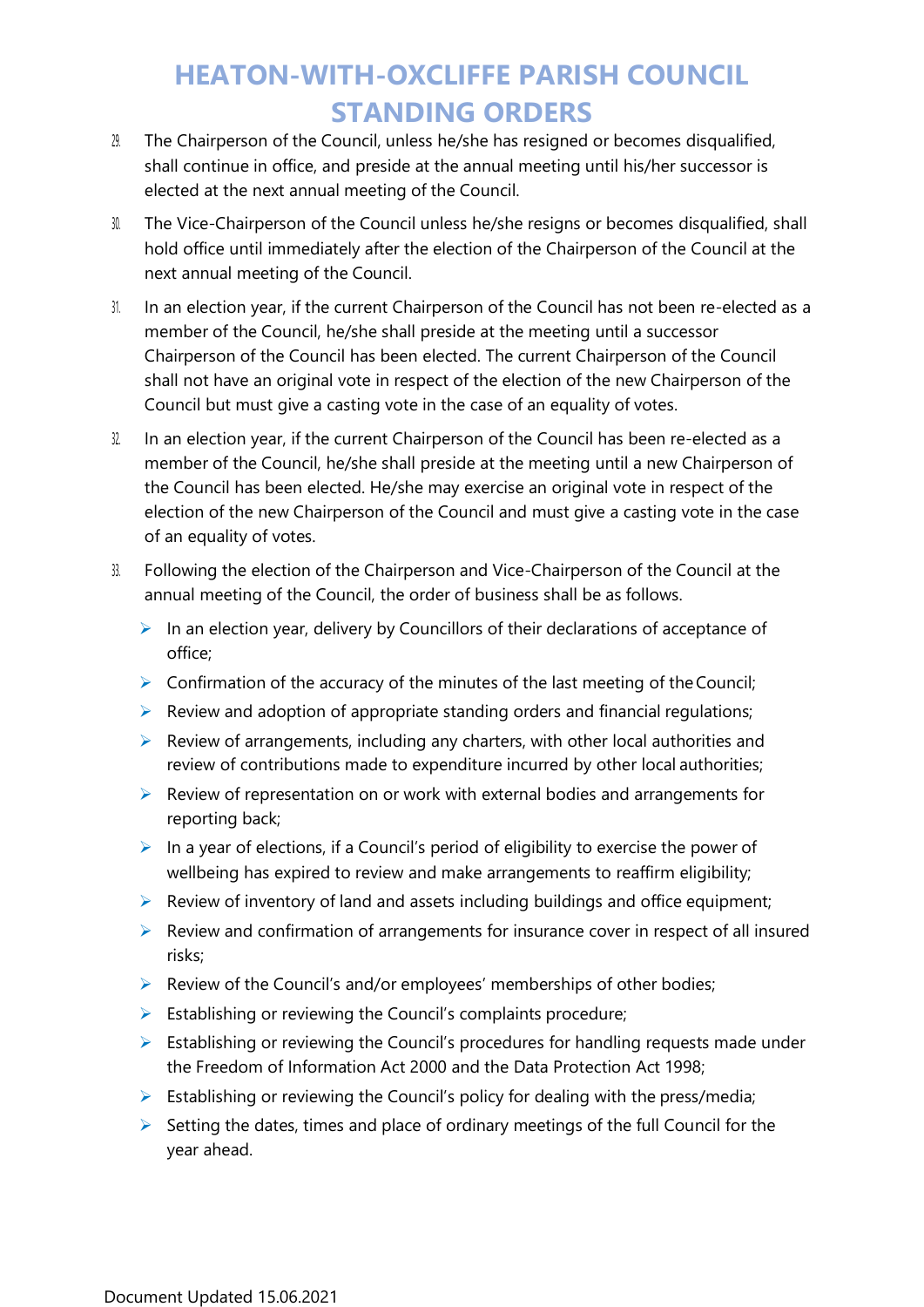29. The Chairperson of the Council, unless he/she has resigned or becomes disqualified, shall continue in office, and preside at the annual meeting until his/her successor is elected at the next annual meeting of the Council.

30. The Vice-Chairperson of the Council unless he/she resigns or becomes disqualified, shall hold office until immediately after the election of the Chairperson of the Council at the next annual meeting of the Council.

31. In an election year, if the current Chairperson of the Council has not been re-elected as a member of the Council, he/she shall preside at the meeting until a successor Chairperson of the Council has been elected. The current Chairperson of the Council shall not have an original vote in respect of the election of the new Chairperson of the Council but must give a casting vote in the case of an equality of votes.

32. In an election year, if the current Chairperson of the Council has been re-elected as a member of the Council, he/she shall preside at the meeting until a new Chairperson of the Council has been elected. He/she may exercise an original vote in respect of the election of the new Chairperson of the Council and must give a casting vote in the case of an equality of votes.

33. Following the election of the Chairperson and Vice-Chairperson of the Council at the annual meeting of the Council, the order of business shall be as follows.
    - In an election year, delivery by Councillors of their declarations of acceptance of office;
    - Confirmation of the accuracy of the minutes of the last meeting of the Council;
    - Review and adoption of appropriate standing orders and financial regulations;
    - Review of arrangements, including any charters, with other local authorities and review of contributions made to expenditure incurred by other local authorities;
    - Review of representation on or work with external bodies and arrangements for reporting back;
    - In a year of elections, if a Council's period of eligibility to exercise the power of wellbeing has expired to review and make arrangements to reaffirm eligibility;
    - Review of inventory of land and assets including buildings and office equipment;
    - Review and confirmation of arrangements for insurance cover in respect of all insured risks;
    - Review of the Council's and/or employees' memberships of other bodies;
    - Establishing or reviewing the Council's complaints procedure;
    - Establishing or reviewing the Council's procedures for handling requests made under the Freedom of Information Act 2000 and the Data Protection Act 1998;
    - Establishing or reviewing the Council's policy for dealing with the press/media;
    - Setting the dates, times and place of ordinary meetings of the full Council for the year ahead.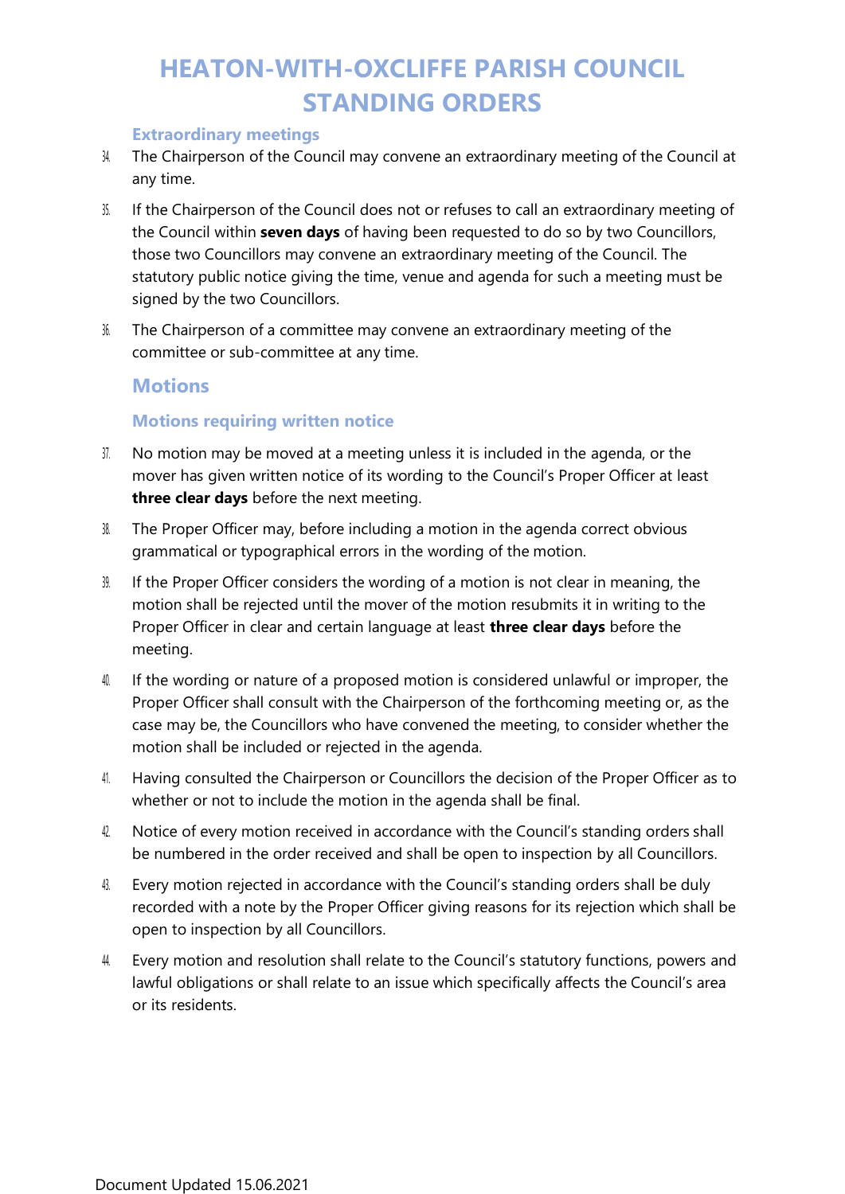### Extraordinary meetings

34. The Chairperson of the Council may convene an extraordinary meeting of the Council at any time.

35. If the Chairperson of the Council does not or refuses to call an extraordinary meeting of the Council within **seven days** of having been requested to do so by two Councillors, those two Councillors may convene an extraordinary meeting of the Council. The statutory public notice giving the time, venue and agenda for such a meeting must be signed by the two Councillors.

36. The Chairperson of a committee may convene an extraordinary meeting of the committee or sub-committee at any time.

## Motions

### Motions requiring written notice

37. No motion may be moved at a meeting unless it is included in the agenda, or the mover has given written notice of its wording to the Council's Proper Officer at least **three clear days** before the next meeting.

38. The Proper Officer may, before including a motion in the agenda correct obvious grammatical or typographical errors in the wording of the motion.

39. If the Proper Officer considers the wording of a motion is not clear in meaning, the motion shall be rejected until the mover of the motion resubmits it in writing to the Proper Officer in clear and certain language at least **three clear days** before the meeting.

40. If the wording or nature of a proposed motion is considered unlawful or improper, the Proper Officer shall consult with the Chairperson of the forthcoming meeting or, as the case may be, the Councillors who have convened the meeting, to consider whether the motion shall be included or rejected in the agenda.

41. Having consulted the Chairperson or Councillors the decision of the Proper Officer as to whether or not to include the motion in the agenda shall be final.

42. Notice of every motion received in accordance with the Council's standing orders shall be numbered in the order received and shall be open to inspection by all Councillors.

43. Every motion rejected in accordance with the Council's standing orders shall be duly recorded with a note by the Proper Officer giving reasons for its rejection which shall be open to inspection by all Councillors.

44. Every motion and resolution shall relate to the Council's statutory functions, powers and lawful obligations or shall relate to an issue which specifically affects the Council's area or its residents.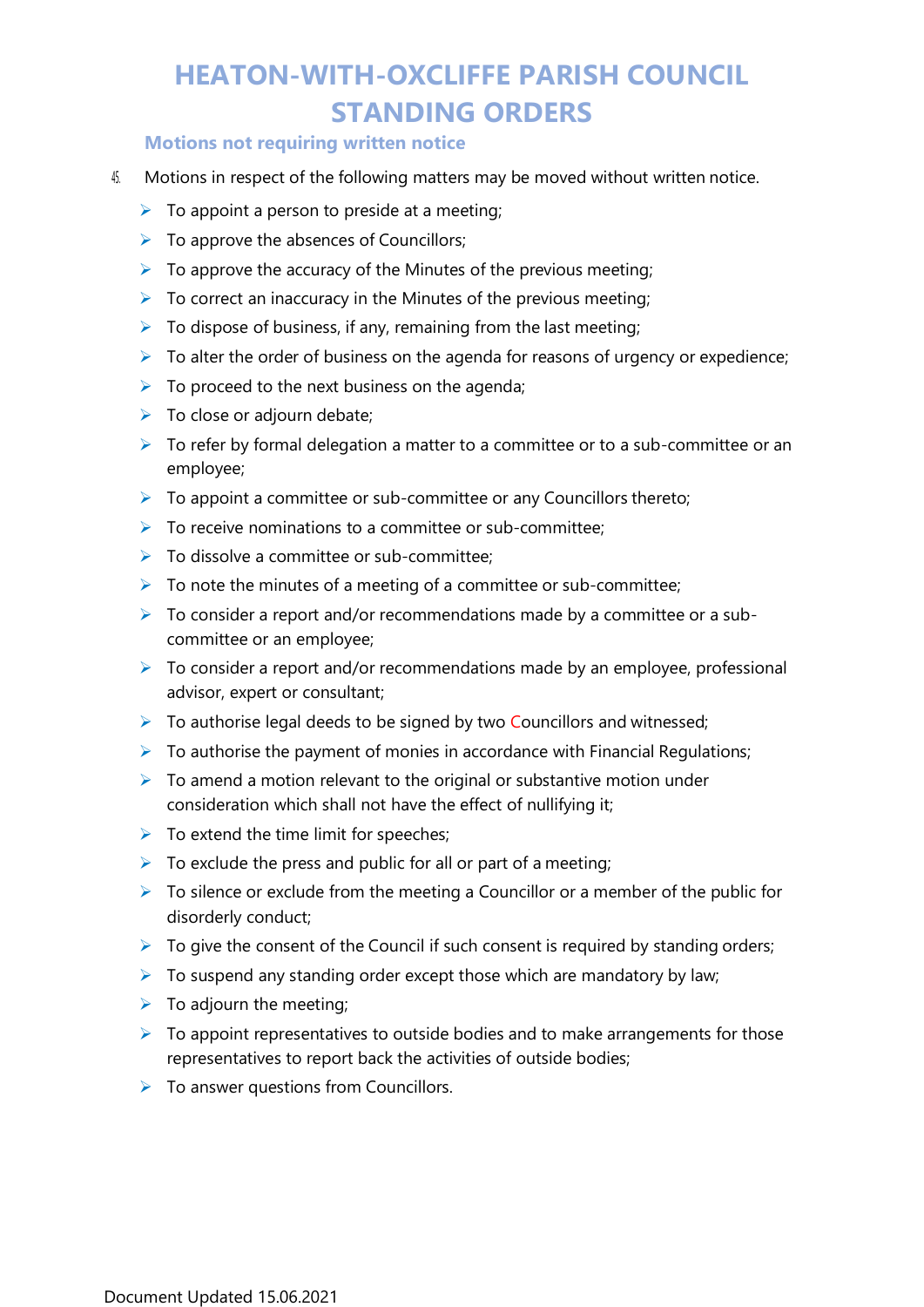### Motions not requiring written notice

45. Motions in respect of the following matters may be moved without written notice.

- To appoint a person to preside at a meeting;
- To approve the absences of Councillors;
- To approve the accuracy of the Minutes of the previous meeting;
- To correct an inaccuracy in the Minutes of the previous meeting;
- To dispose of business, if any, remaining from the last meeting;
- To alter the order of business on the agenda for reasons of urgency or expedience;
- To proceed to the next business on the agenda;
- To close or adjourn debate;
- To refer by formal delegation a matter to a committee or to a sub-committee or an employee;
- To appoint a committee or sub-committee or any Councillors thereto;
- To receive nominations to a committee or sub-committee;
- To dissolve a committee or sub-committee;
- To note the minutes of a meeting of a committee or sub-committee;
- To consider a report and/or recommendations made by a committee or a sub-committee or an employee;
- To consider a report and/or recommendations made by an employee, professional advisor, expert or consultant;
- To authorise legal deeds to be signed by two Councillors and witnessed;
- To authorise the payment of monies in accordance with Financial Regulations;
- To amend a motion relevant to the original or substantive motion under consideration which shall not have the effect of nullifying it;
- To extend the time limit for speeches;
- To exclude the press and public for all or part of a meeting;
- To silence or exclude from the meeting a Councillor or a member of the public for disorderly conduct;
- To give the consent of the Council if such consent is required by standing orders;
- To suspend any standing order except those which are mandatory by law;
- To adjourn the meeting;
- To appoint representatives to outside bodies and to make arrangements for those representatives to report back the activities of outside bodies;
- To answer questions from Councillors.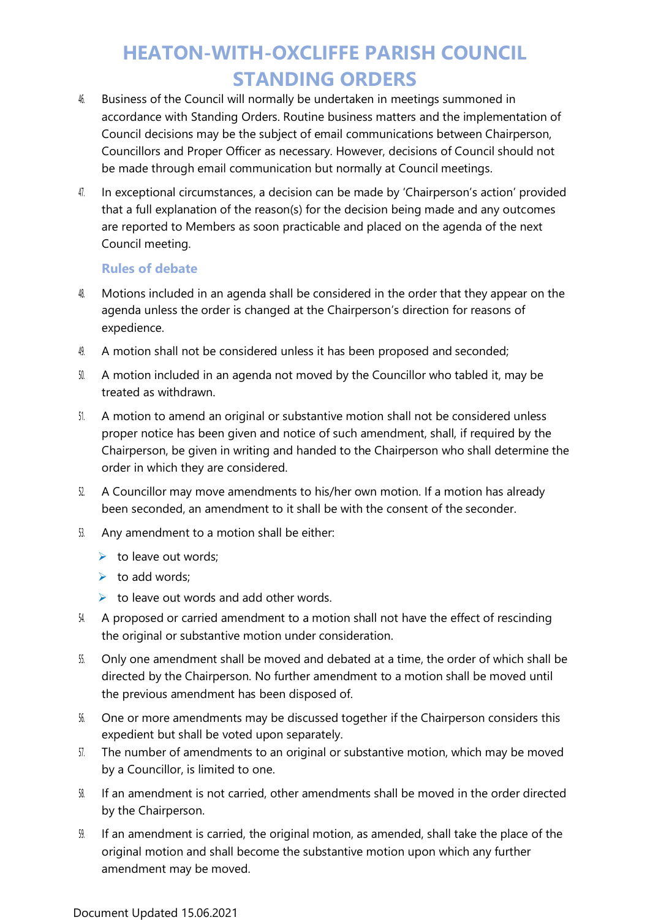46. Business of the Council will normally be undertaken in meetings summoned in accordance with Standing Orders. Routine business matters and the implementation of Council decisions may be the subject of email communications between Chairperson, Councillors and Proper Officer as necessary. However, decisions of Council should not be made through email communication but normally at Council meetings.

47. In exceptional circumstances, a decision can be made by 'Chairperson's action' provided that a full explanation of the reason(s) for the decision being made and any outcomes are reported to Members as soon practicable and placed on the agenda of the next Council meeting.

### Rules of debate

48. Motions included in an agenda shall be considered in the order that they appear on the agenda unless the order is changed at the Chairperson's direction for reasons of expedience.

49. A motion shall not be considered unless it has been proposed and seconded;

50. A motion included in an agenda not moved by the Councillor who tabled it, may be treated as withdrawn.

51. A motion to amend an original or substantive motion shall not be considered unless proper notice has been given and notice of such amendment, shall, if required by the Chairperson, be given in writing and handed to the Chairperson who shall determine the order in which they are considered.

52. A Councillor may move amendments to his/her own motion. If a motion has already been seconded, an amendment to it shall be with the consent of the seconder.

53. Any amendment to a motion shall be either:
    - to leave out words;
    - to add words;
    - to leave out words and add other words.

54. A proposed or carried amendment to a motion shall not have the effect of rescinding the original or substantive motion under consideration.

55. Only one amendment shall be moved and debated at a time, the order of which shall be directed by the Chairperson. No further amendment to a motion shall be moved until the previous amendment has been disposed of.

56. One or more amendments may be discussed together if the Chairperson considers this expedient but shall be voted upon separately.

57. The number of amendments to an original or substantive motion, which may be moved by a Councillor, is limited to one.

58. If an amendment is not carried, other amendments shall be moved in the order directed by the Chairperson.

59. If an amendment is carried, the original motion, as amended, shall take the place of the original motion and shall become the substantive motion upon which any further amendment may be moved.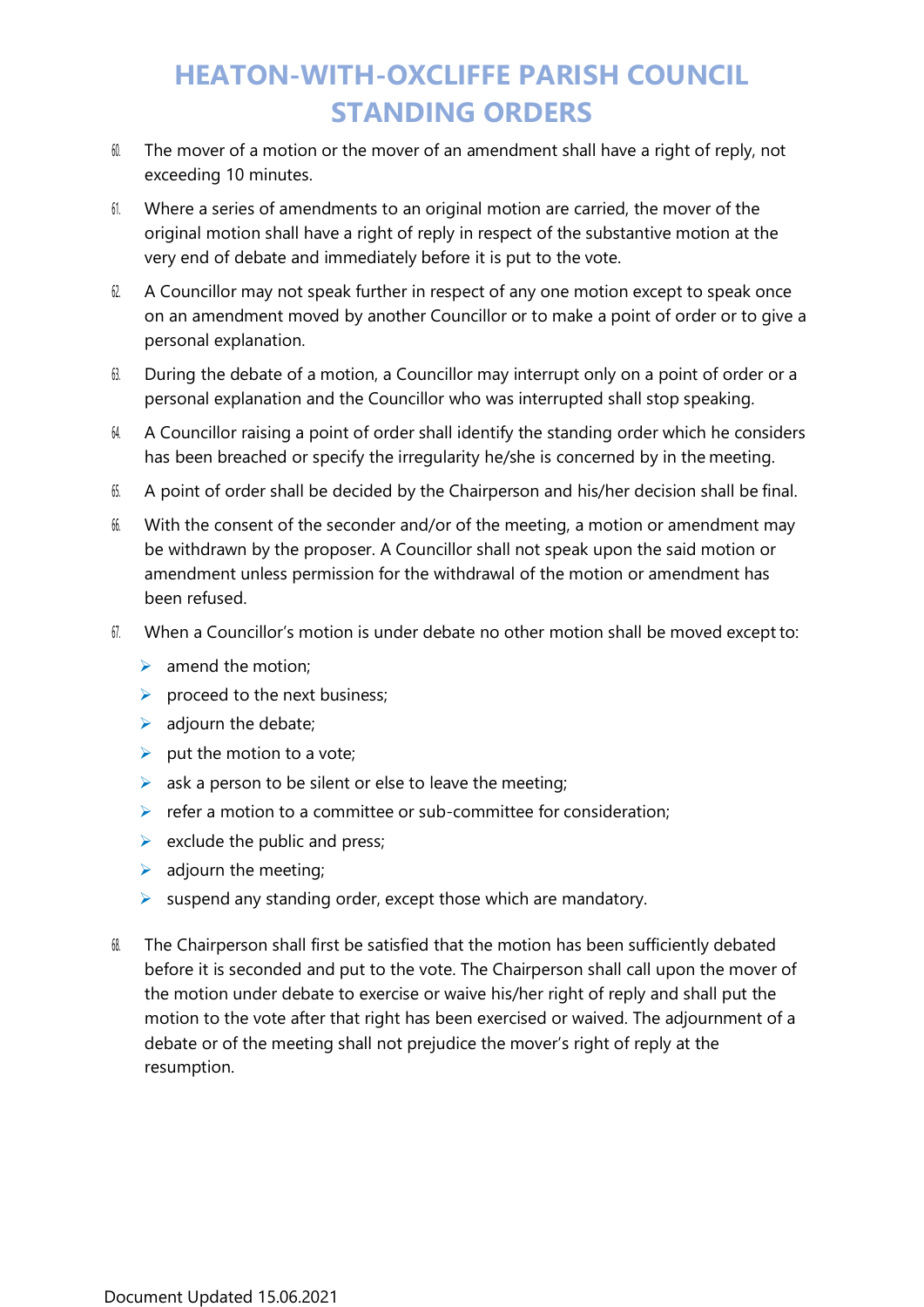60. The mover of a motion or the mover of an amendment shall have a right of reply, not exceeding 10 minutes.
61. Where a series of amendments to an original motion are carried, the mover of the original motion shall have a right of reply in respect of the substantive motion at the very end of debate and immediately before it is put to the vote.
62. A Councillor may not speak further in respect of any one motion except to speak once on an amendment moved by another Councillor or to make a point of order or to give a personal explanation.
63. During the debate of a motion, a Councillor may interrupt only on a point of order or a personal explanation and the Councillor who was interrupted shall stop speaking.
64. A Councillor raising a point of order shall identify the standing order which he considers has been breached or specify the irregularity he/she is concerned by in the meeting.
65. A point of order shall be decided by the Chairperson and his/her decision shall be final.
66. With the consent of the seconder and/or of the meeting, a motion or amendment may be withdrawn by the proposer. A Councillor shall not speak upon the said motion or amendment unless permission for the withdrawal of the motion or amendment has been refused.
67. When a Councillor's motion is under debate no other motion shall be moved except to:
    - amend the motion;
    - proceed to the next business;
    - adjourn the debate;
    - put the motion to a vote;
    - ask a person to be silent or else to leave the meeting;
    - refer a motion to a committee or sub-committee for consideration;
    - exclude the public and press;
    - adjourn the meeting;
    - suspend any standing order, except those which are mandatory.
68. The Chairperson shall first be satisfied that the motion has been sufficiently debated before it is seconded and put to the vote. The Chairperson shall call upon the mover of the motion under debate to exercise or waive his/her right of reply and shall put the motion to the vote after that right has been exercised or waived. The adjournment of a debate or of the meeting shall not prejudice the mover's right of reply at the resumption.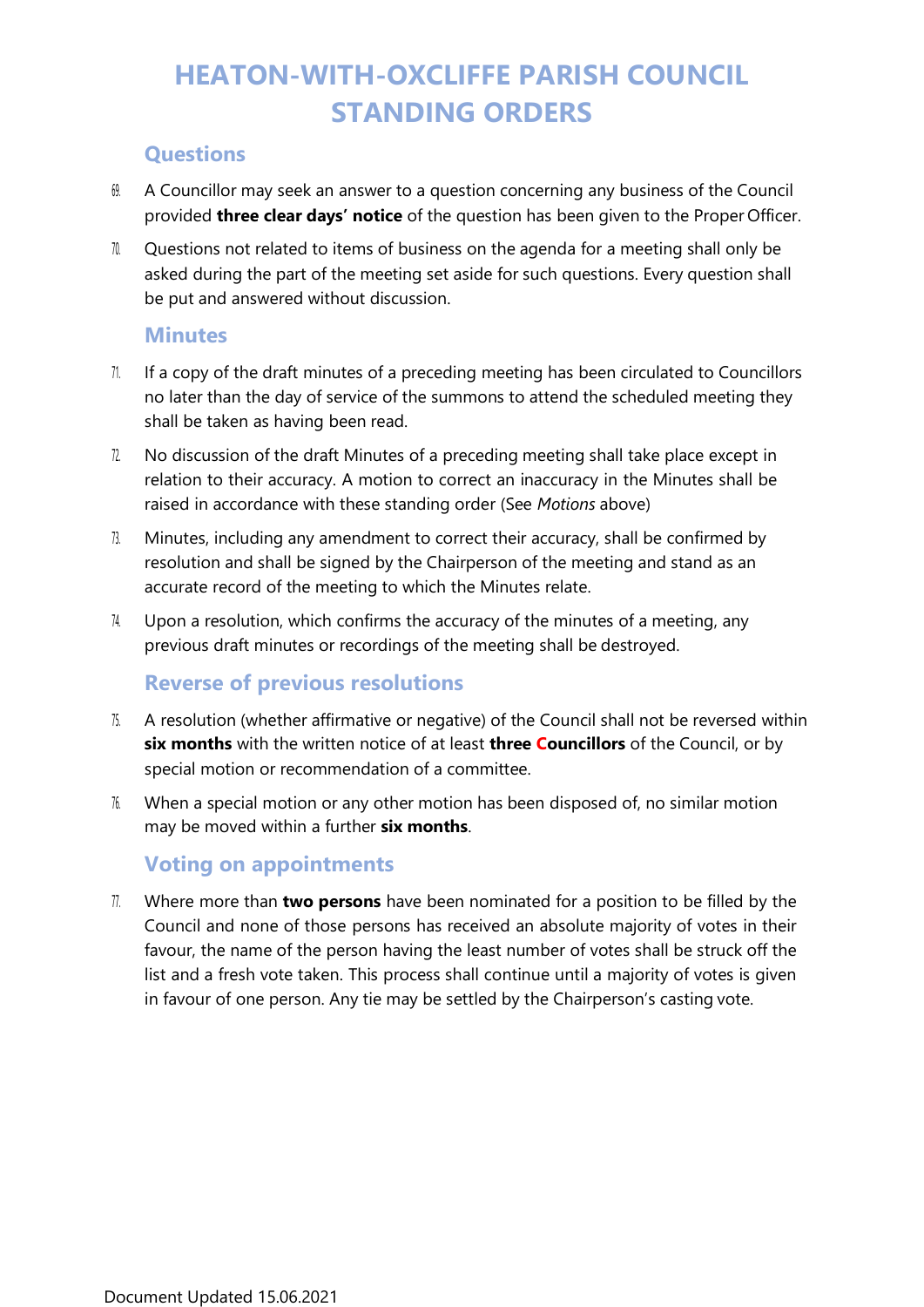## Questions

69. A Councillor may seek an answer to a question concerning any business of the Council provided **three clear days' notice** of the question has been given to the Proper Officer.

70. Questions not related to items of business on the agenda for a meeting shall only be asked during the part of the meeting set aside for such questions. Every question shall be put and answered without discussion.

## Minutes

71. If a copy of the draft minutes of a preceding meeting has been circulated to Councillors no later than the day of service of the summons to attend the scheduled meeting they shall be taken as having been read.

72. No discussion of the draft Minutes of a preceding meeting shall take place except in relation to their accuracy. A motion to correct an inaccuracy in the Minutes shall be raised in accordance with these standing order (See *Motions* above)

73. Minutes, including any amendment to correct their accuracy, shall be confirmed by resolution and shall be signed by the Chairperson of the meeting and stand as an accurate record of the meeting to which the Minutes relate.

74. Upon a resolution, which confirms the accuracy of the minutes of a meeting, any previous draft minutes or recordings of the meeting shall be destroyed.

## Reverse of previous resolutions

75. A resolution (whether affirmative or negative) of the Council shall not be reversed within **six months** with the written notice of at least **three Councillors** of the Council, or by special motion or recommendation of a committee.

76. When a special motion or any other motion has been disposed of, no similar motion may be moved within a further **six months**.

## Voting on appointments

77. Where more than **two persons** have been nominated for a position to be filled by the Council and none of those persons has received an absolute majority of votes in their favour, the name of the person having the least number of votes shall be struck off the list and a fresh vote taken. This process shall continue until a majority of votes is given in favour of one person. Any tie may be settled by the Chairperson's casting vote.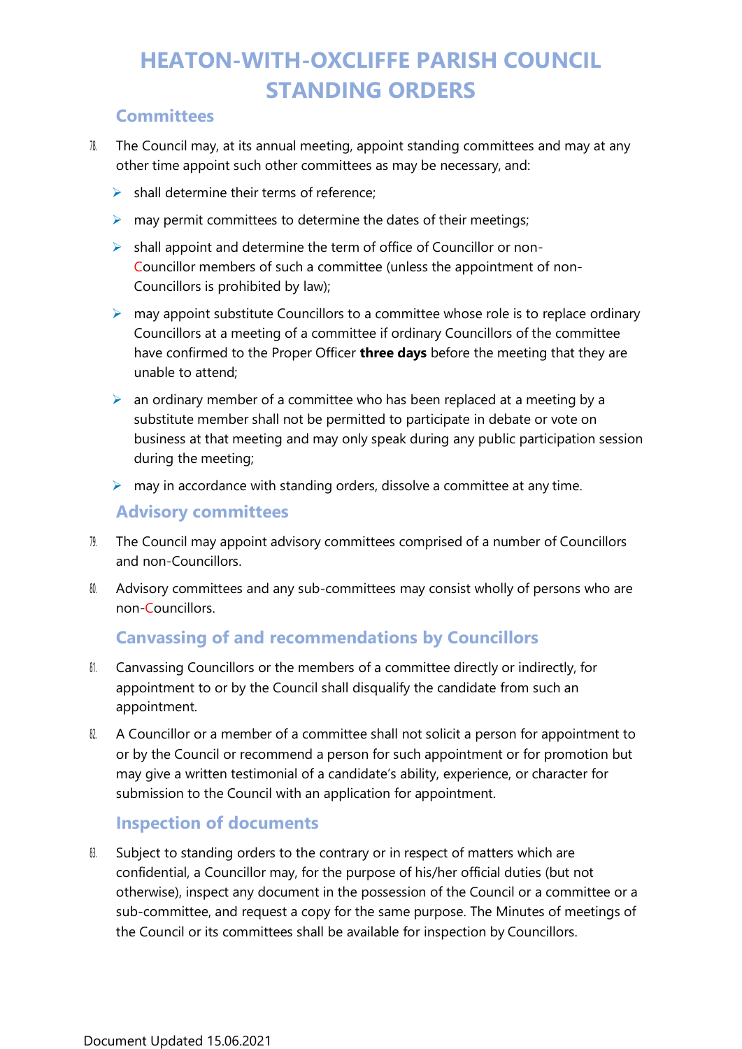# HEATON-WITH-OXCLIFFE PARISH COUNCIL STANDING ORDERS

## Committees

78. The Council may, at its annual meeting, appoint standing committees and may at any other time appoint such other committees as may be necessary, and:
    - shall determine their terms of reference;
    - may permit committees to determine the dates of their meetings;
    - shall appoint and determine the term of office of Councillor or non-Councillor members of such a committee (unless the appointment of non-Councillors is prohibited by law);
    - may appoint substitute Councillors to a committee whose role is to replace ordinary Councillors at a meeting of a committee if ordinary Councillors of the committee have confirmed to the Proper Officer **three days** before the meeting that they are unable to attend;
    - an ordinary member of a committee who has been replaced at a meeting by a substitute member shall not be permitted to participate in debate or vote on business at that meeting and may only speak during any public participation session during the meeting;
    - may in accordance with standing orders, dissolve a committee at any time.

## Advisory committees

79. The Council may appoint advisory committees comprised of a number of Councillors and non-Councillors.

80. Advisory committees and any sub-committees may consist wholly of persons who are non-Councillors.

## Canvassing of and recommendations by Councillors

81. Canvassing Councillors or the members of a committee directly or indirectly, for appointment to or by the Council shall disqualify the candidate from such an appointment.

82. A Councillor or a member of a committee shall not solicit a person for appointment to or by the Council or recommend a person for such appointment or for promotion but may give a written testimonial of a candidate's ability, experience, or character for submission to the Council with an application for appointment.

## Inspection of documents

83. Subject to standing orders to the contrary or in respect of matters which are confidential, a Councillor may, for the purpose of his/her official duties (but not otherwise), inspect any document in the possession of the Council or a committee or a sub-committee, and request a copy for the same purpose. The Minutes of meetings of the Council or its committees shall be available for inspection by Councillors.

Document Updated 15.06.2021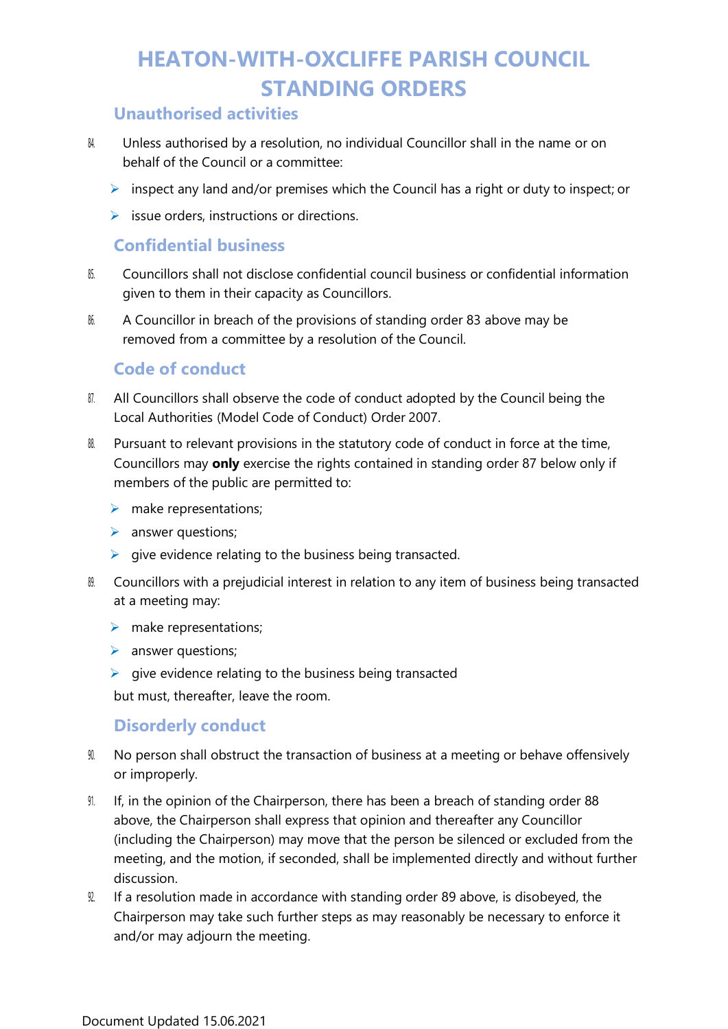## Unauthorised activities

84. Unless authorised by a resolution, no individual Councillor shall in the name or on behalf of the Council or a committee:
    - inspect any land and/or premises which the Council has a right or duty to inspect; or
    - issue orders, instructions or directions.

## Confidential business

85. Councillors shall not disclose confidential council business or confidential information given to them in their capacity as Councillors.
86. A Councillor in breach of the provisions of standing order 83 above may be removed from a committee by a resolution of the Council.

## Code of conduct

87. All Councillors shall observe the code of conduct adopted by the Council being the Local Authorities (Model Code of Conduct) Order 2007.
88. Pursuant to relevant provisions in the statutory code of conduct in force at the time, Councillors may **only** exercise the rights contained in standing order 87 below only if members of the public are permitted to:
    - make representations;
    - answer questions;
    - give evidence relating to the business being transacted.
89. Councillors with a prejudicial interest in relation to any item of business being transacted at a meeting may:
    - make representations;
    - answer questions;
    - give evidence relating to the business being transacted

    but must, thereafter, leave the room.

## Disorderly conduct

90. No person shall obstruct the transaction of business at a meeting or behave offensively or improperly.
91. If, in the opinion of the Chairperson, there has been a breach of standing order 88 above, the Chairperson shall express that opinion and thereafter any Councillor (including the Chairperson) may move that the person be silenced or excluded from the meeting, and the motion, if seconded, shall be implemented directly and without further discussion.
92. If a resolution made in accordance with standing order 89 above, is disobeyed, the Chairperson may take such further steps as may reasonably be necessary to enforce it and/or may adjourn the meeting.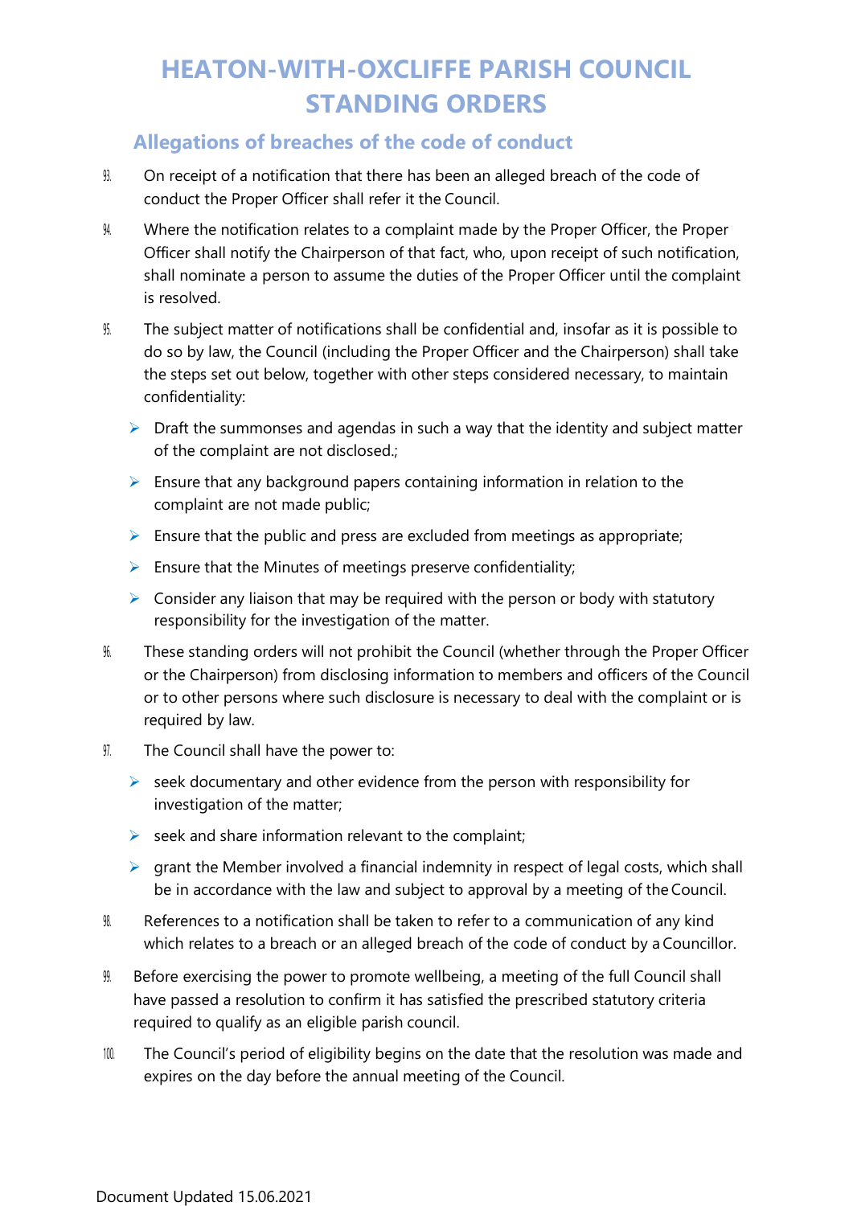# HEATON-WITH-OXCLIFFE PARISH COUNCIL STANDING ORDERS

## Allegations of breaches of the code of conduct

93. On receipt of a notification that there has been an alleged breach of the code of conduct the Proper Officer shall refer it the Council.

94. Where the notification relates to a complaint made by the Proper Officer, the Proper Officer shall notify the Chairperson of that fact, who, upon receipt of such notification, shall nominate a person to assume the duties of the Proper Officer until the complaint is resolved.

95. The subject matter of notifications shall be confidential and, insofar as it is possible to do so by law, the Council (including the Proper Officer and the Chairperson) shall take the steps set out below, together with other steps considered necessary, to maintain confidentiality:

   - Draft the summonses and agendas in such a way that the identity and subject matter of the complaint are not disclosed.;
   - Ensure that any background papers containing information in relation to the complaint are not made public;
   - Ensure that the public and press are excluded from meetings as appropriate;
   - Ensure that the Minutes of meetings preserve confidentiality;
   - Consider any liaison that may be required with the person or body with statutory responsibility for the investigation of the matter.

96. These standing orders will not prohibit the Council (whether through the Proper Officer or the Chairperson) from disclosing information to members and officers of the Council or to other persons where such disclosure is necessary to deal with the complaint or is required by law.

97. The Council shall have the power to:

   - seek documentary and other evidence from the person with responsibility for investigation of the matter;
   - seek and share information relevant to the complaint;
   - grant the Member involved a financial indemnity in respect of legal costs, which shall be in accordance with the law and subject to approval by a meeting of the Council.

98. References to a notification shall be taken to refer to a communication of any kind which relates to a breach or an alleged breach of the code of conduct by a Councillor.

99. Before exercising the power to promote wellbeing, a meeting of the full Council shall have passed a resolution to confirm it has satisfied the prescribed statutory criteria required to qualify as an eligible parish council.

100. The Council's period of eligibility begins on the date that the resolution was made and expires on the day before the annual meeting of the Council.

Document Updated 15.06.2021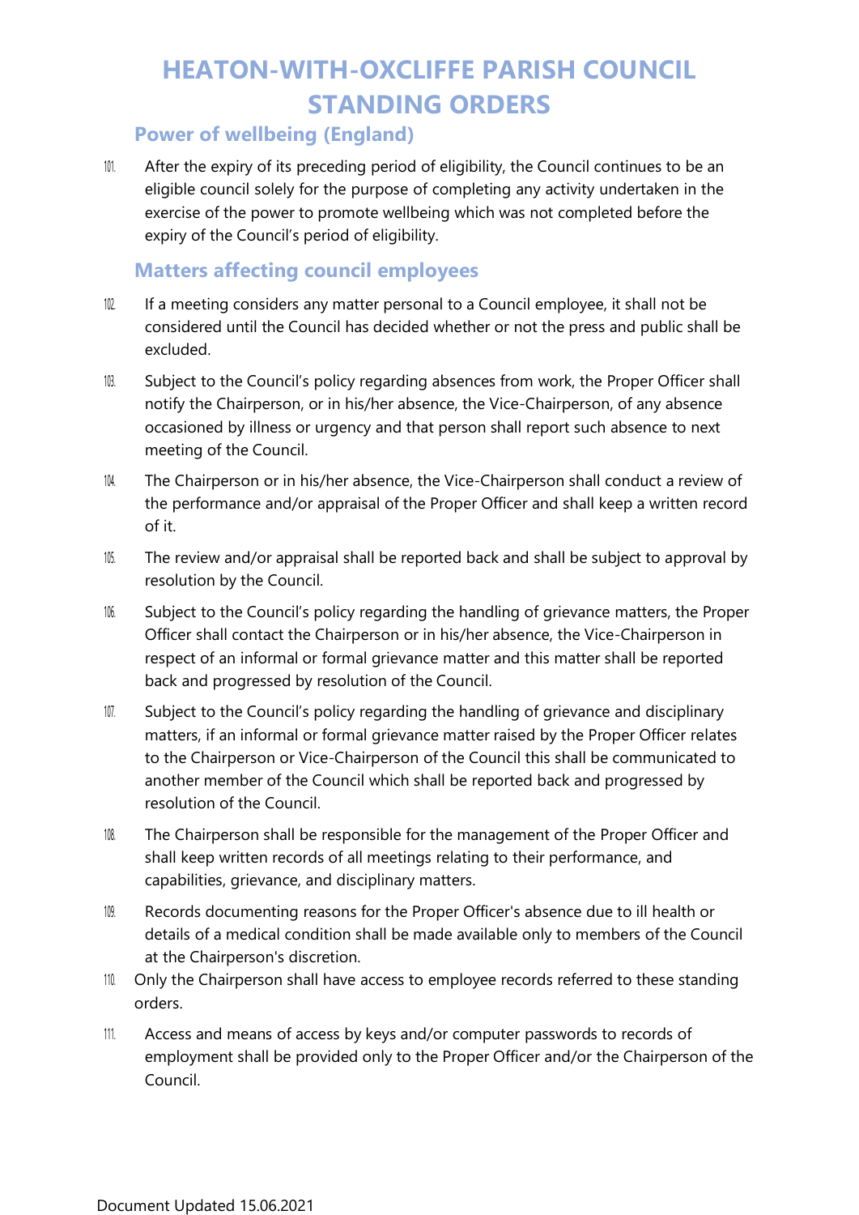# HEATON-WITH-OXCLIFFE PARISH COUNCIL STANDING ORDERS

## Power of wellbeing (England)

101. After the expiry of its preceding period of eligibility, the Council continues to be an eligible council solely for the purpose of completing any activity undertaken in the exercise of the power to promote wellbeing which was not completed before the expiry of the Council's period of eligibility.

## Matters affecting council employees

102. If a meeting considers any matter personal to a Council employee, it shall not be considered until the Council has decided whether or not the press and public shall be excluded.

103. Subject to the Council's policy regarding absences from work, the Proper Officer shall notify the Chairperson, or in his/her absence, the Vice-Chairperson, of any absence occasioned by illness or urgency and that person shall report such absence to next meeting of the Council.

104. The Chairperson or in his/her absence, the Vice-Chairperson shall conduct a review of the performance and/or appraisal of the Proper Officer and shall keep a written record of it.

105. The review and/or appraisal shall be reported back and shall be subject to approval by resolution by the Council.

106. Subject to the Council's policy regarding the handling of grievance matters, the Proper Officer shall contact the Chairperson or in his/her absence, the Vice-Chairperson in respect of an informal or formal grievance matter and this matter shall be reported back and progressed by resolution of the Council.

107. Subject to the Council's policy regarding the handling of grievance and disciplinary matters, if an informal or formal grievance matter raised by the Proper Officer relates to the Chairperson or Vice-Chairperson of the Council this shall be communicated to another member of the Council which shall be reported back and progressed by resolution of the Council.

108. The Chairperson shall be responsible for the management of the Proper Officer and shall keep written records of all meetings relating to their performance, and capabilities, grievance, and disciplinary matters.

109. Records documenting reasons for the Proper Officer's absence due to ill health or details of a medical condition shall be made available only to members of the Council at the Chairperson's discretion.

110. Only the Chairperson shall have access to employee records referred to these standing orders.

111. Access and means of access by keys and/or computer passwords to records of employment shall be provided only to the Proper Officer and/or the Chairperson of the Council.

Document Updated 15.06.2021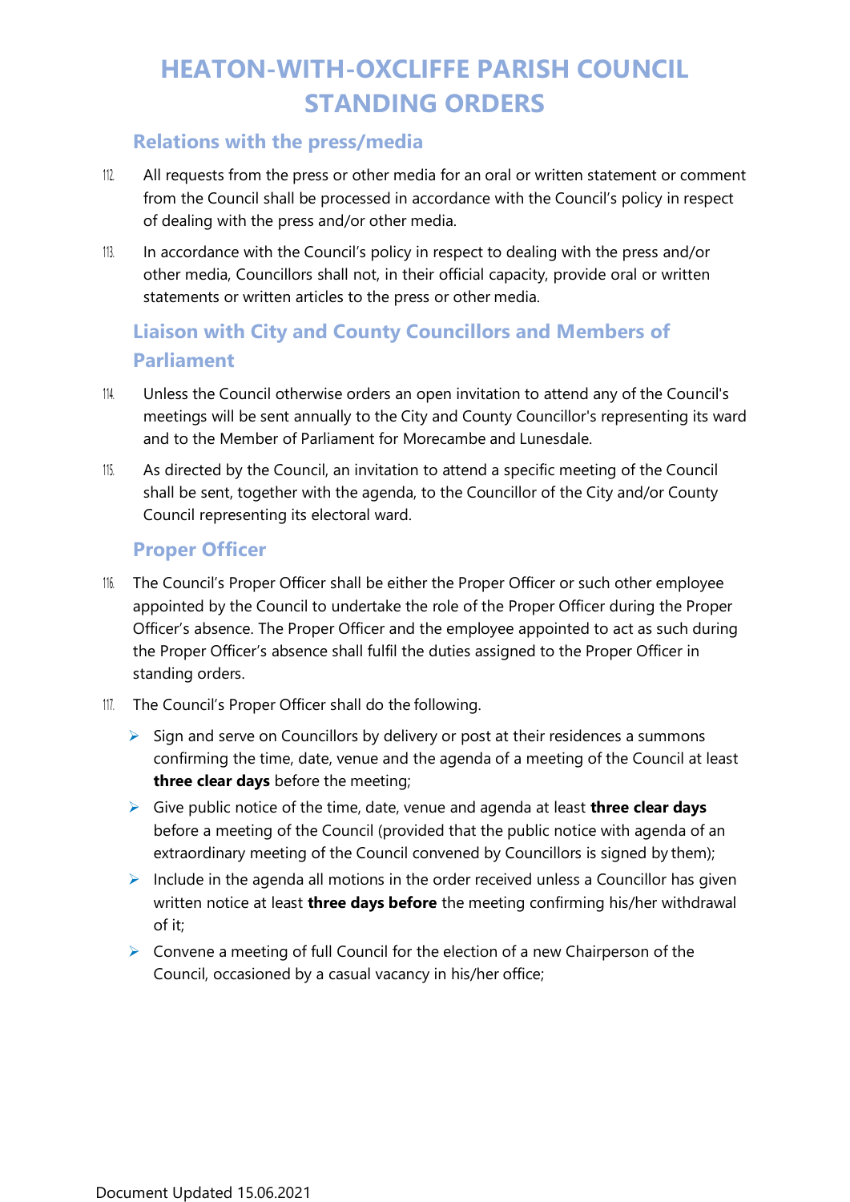## Relations with the press/media

112. All requests from the press or other media for an oral or written statement or comment from the Council shall be processed in accordance with the Council's policy in respect of dealing with the press and/or other media.

113. In accordance with the Council's policy in respect to dealing with the press and/or other media, Councillors shall not, in their official capacity, provide oral or written statements or written articles to the press or other media.

## Liaison with City and County Councillors and Members of Parliament

114. Unless the Council otherwise orders an open invitation to attend any of the Council's meetings will be sent annually to the City and County Councillor's representing its ward and to the Member of Parliament for Morecambe and Lunesdale.

115. As directed by the Council, an invitation to attend a specific meeting of the Council shall be sent, together with the agenda, to the Councillor of the City and/or County Council representing its electoral ward.

## Proper Officer

116. The Council's Proper Officer shall be either the Proper Officer or such other employee appointed by the Council to undertake the role of the Proper Officer during the Proper Officer's absence. The Proper Officer and the employee appointed to act as such during the Proper Officer's absence shall fulfil the duties assigned to the Proper Officer in standing orders.

117. The Council's Proper Officer shall do the following.

- Sign and serve on Councillors by delivery or post at their residences a summons confirming the time, date, venue and the agenda of a meeting of the Council at least **three clear days** before the meeting;
- Give public notice of the time, date, venue and agenda at least **three clear days** before a meeting of the Council (provided that the public notice with agenda of an extraordinary meeting of the Council convened by Councillors is signed by them);
- Include in the agenda all motions in the order received unless a Councillor has given written notice at least **three days before** the meeting confirming his/her withdrawal of it;
- Convene a meeting of full Council for the election of a new Chairperson of the Council, occasioned by a casual vacancy in his/her office;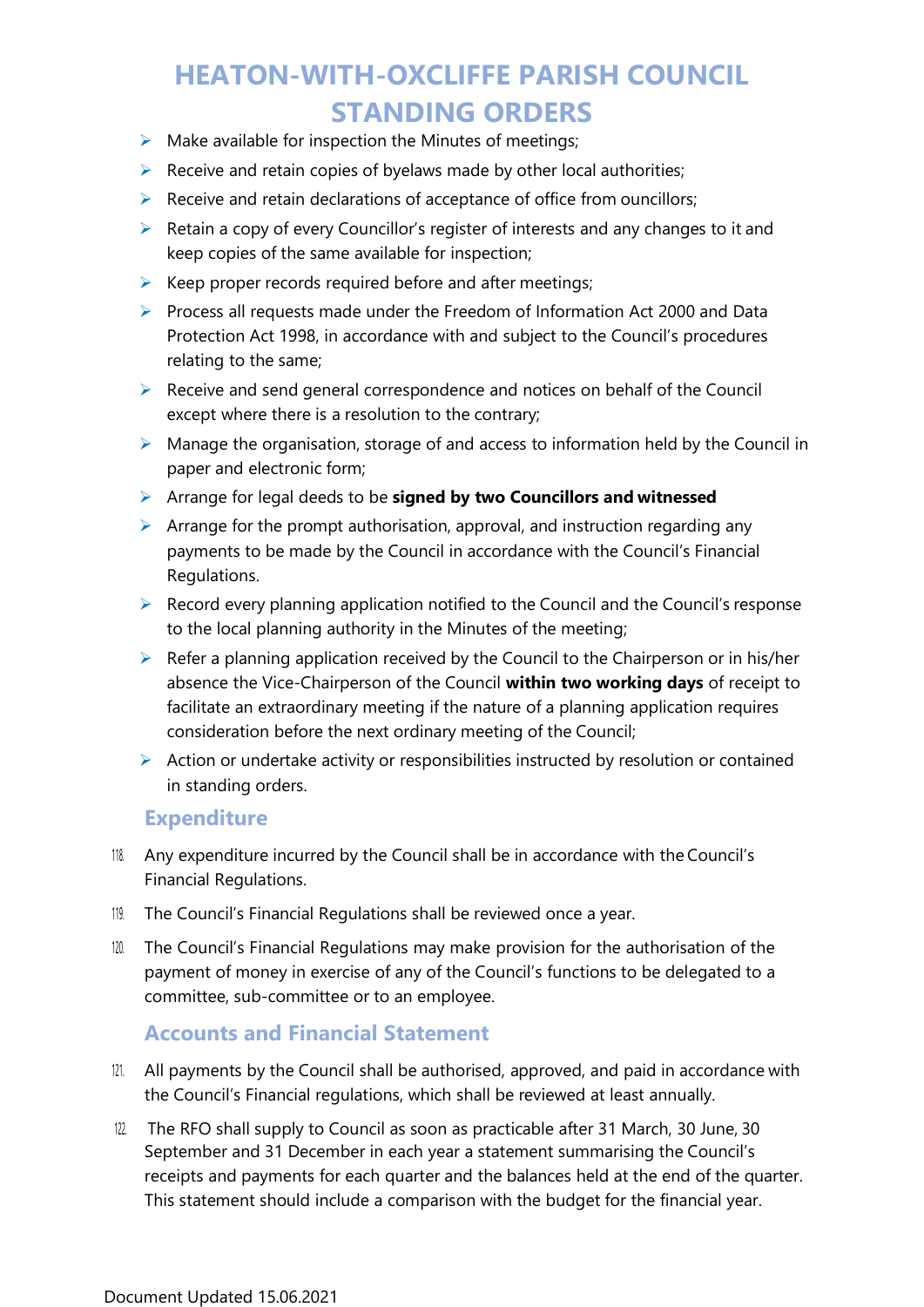- Make available for inspection the Minutes of meetings;
- Receive and retain copies of byelaws made by other local authorities;
- Receive and retain declarations of acceptance of office from ouncillors;
- Retain a copy of every Councillor's register of interests and any changes to it and keep copies of the same available for inspection;
- Keep proper records required before and after meetings;
- Process all requests made under the Freedom of Information Act 2000 and Data Protection Act 1998, in accordance with and subject to the Council's procedures relating to the same;
- Receive and send general correspondence and notices on behalf of the Council except where there is a resolution to the contrary;
- Manage the organisation, storage of and access to information held by the Council in paper and electronic form;
- Arrange for legal deeds to be **signed by two Councillors and witnessed**
- Arrange for the prompt authorisation, approval, and instruction regarding any payments to be made by the Council in accordance with the Council's Financial Regulations.
- Record every planning application notified to the Council and the Council's response to the local planning authority in the Minutes of the meeting;
- Refer a planning application received by the Council to the Chairperson or in his/her absence the Vice-Chairperson of the Council **within two working days** of receipt to facilitate an extraordinary meeting if the nature of a planning application requires consideration before the next ordinary meeting of the Council;
- Action or undertake activity or responsibilities instructed by resolution or contained in standing orders.

## Expenditure

118. Any expenditure incurred by the Council shall be in accordance with the Council's Financial Regulations.
119. The Council's Financial Regulations shall be reviewed once a year.
120. The Council's Financial Regulations may make provision for the authorisation of the payment of money in exercise of any of the Council's functions to be delegated to a committee, sub-committee or to an employee.

## Accounts and Financial Statement

121. All payments by the Council shall be authorised, approved, and paid in accordance with the Council's Financial regulations, which shall be reviewed at least annually.
122. The RFO shall supply to Council as soon as practicable after 31 March, 30 June, 30 September and 31 December in each year a statement summarising the Council's receipts and payments for each quarter and the balances held at the end of the quarter. This statement should include a comparison with the budget for the financial year.

Document Updated 15.06.2021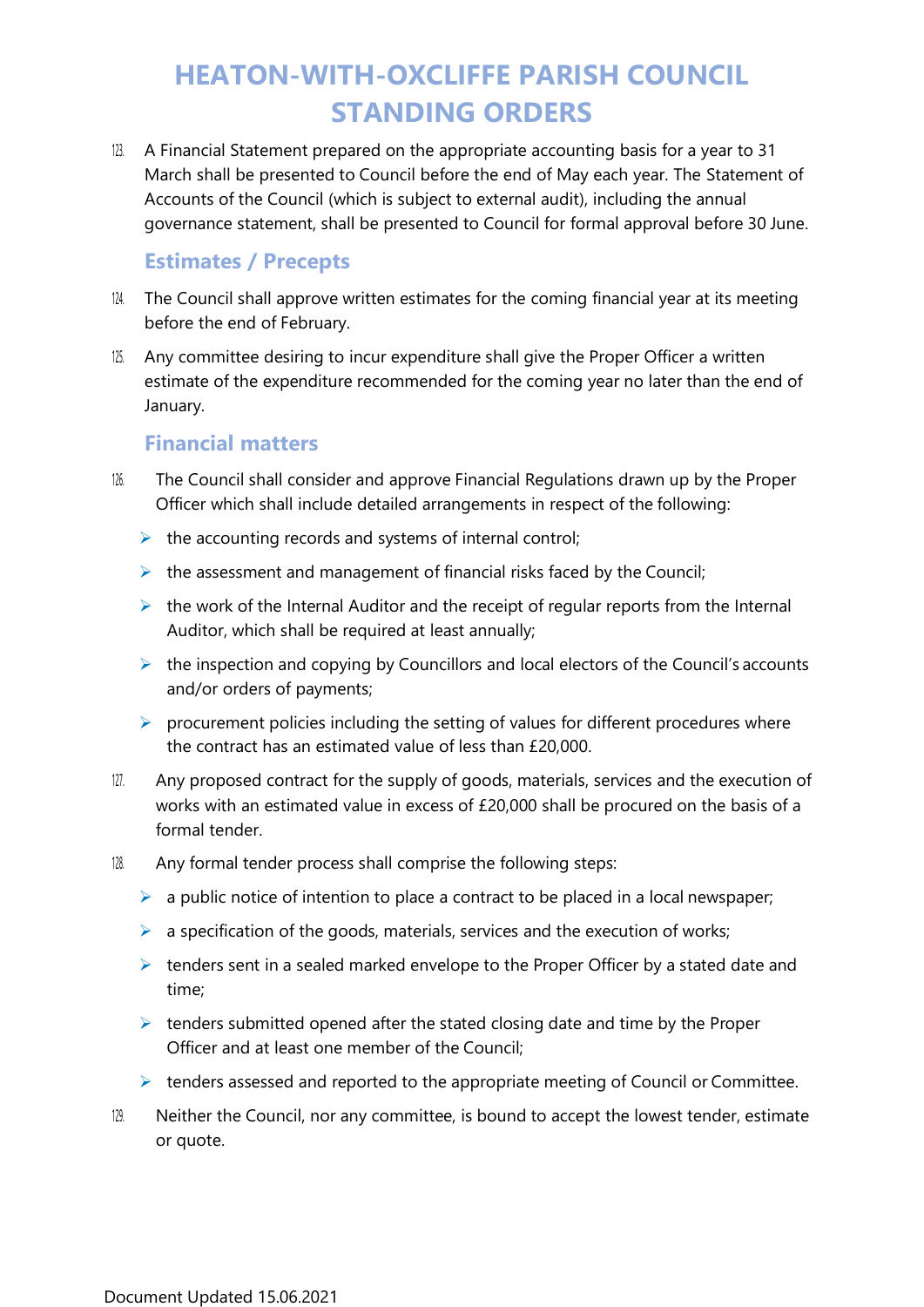123. A Financial Statement prepared on the appropriate accounting basis for a year to 31 March shall be presented to Council before the end of May each year. The Statement of Accounts of the Council (which is subject to external audit), including the annual governance statement, shall be presented to Council for formal approval before 30 June.

### Estimates / Precepts

124. The Council shall approve written estimates for the coming financial year at its meeting before the end of February.
125. Any committee desiring to incur expenditure shall give the Proper Officer a written estimate of the expenditure recommended for the coming year no later than the end of January.

### Financial matters

126. The Council shall consider and approve Financial Regulations drawn up by the Proper Officer which shall include detailed arrangements in respect of the following:
    - the accounting records and systems of internal control;
    - the assessment and management of financial risks faced by the Council;
    - the work of the Internal Auditor and the receipt of regular reports from the Internal Auditor, which shall be required at least annually;
    - the inspection and copying by Councillors and local electors of the Council's accounts and/or orders of payments;
    - procurement policies including the setting of values for different procedures where the contract has an estimated value of less than £20,000.
127. Any proposed contract for the supply of goods, materials, services and the execution of works with an estimated value in excess of £20,000 shall be procured on the basis of a formal tender.
128. Any formal tender process shall comprise the following steps:
    - a public notice of intention to place a contract to be placed in a local newspaper;
    - a specification of the goods, materials, services and the execution of works;
    - tenders sent in a sealed marked envelope to the Proper Officer by a stated date and time;
    - tenders submitted opened after the stated closing date and time by the Proper Officer and at least one member of the Council;
    - tenders assessed and reported to the appropriate meeting of Council or Committee.
129. Neither the Council, nor any committee, is bound to accept the lowest tender, estimate or quote.

Document Updated 15.06.2021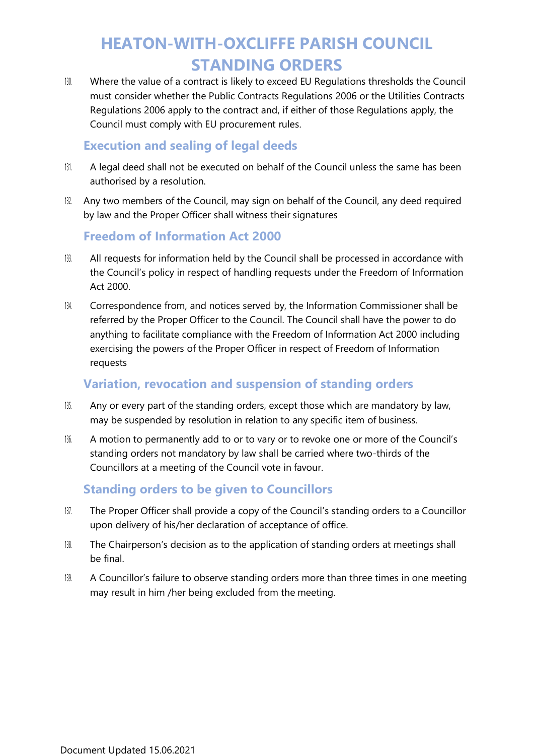130. Where the value of a contract is likely to exceed EU Regulations thresholds the Council must consider whether the Public Contracts Regulations 2006 or the Utilities Contracts Regulations 2006 apply to the contract and, if either of those Regulations apply, the Council must comply with EU procurement rules.

### Execution and sealing of legal deeds

131. A legal deed shall not be executed on behalf of the Council unless the same has been authorised by a resolution.

132. Any two members of the Council, may sign on behalf of the Council, any deed required by law and the Proper Officer shall witness their signatures

### Freedom of Information Act 2000

133. All requests for information held by the Council shall be processed in accordance with the Council's policy in respect of handling requests under the Freedom of Information Act 2000.

134. Correspondence from, and notices served by, the Information Commissioner shall be referred by the Proper Officer to the Council. The Council shall have the power to do anything to facilitate compliance with the Freedom of Information Act 2000 including exercising the powers of the Proper Officer in respect of Freedom of Information requests

### Variation, revocation and suspension of standing orders

135. Any or every part of the standing orders, except those which are mandatory by law, may be suspended by resolution in relation to any specific item of business.

136. A motion to permanently add to or to vary or to revoke one or more of the Council's standing orders not mandatory by law shall be carried where two-thirds of the Councillors at a meeting of the Council vote in favour.

### Standing orders to be given to Councillors

137. The Proper Officer shall provide a copy of the Council's standing orders to a Councillor upon delivery of his/her declaration of acceptance of office.

138. The Chairperson's decision as to the application of standing orders at meetings shall be final.

139. A Councillor's failure to observe standing orders more than three times in one meeting may result in him /her being excluded from the meeting.

Document Updated 15.06.2021